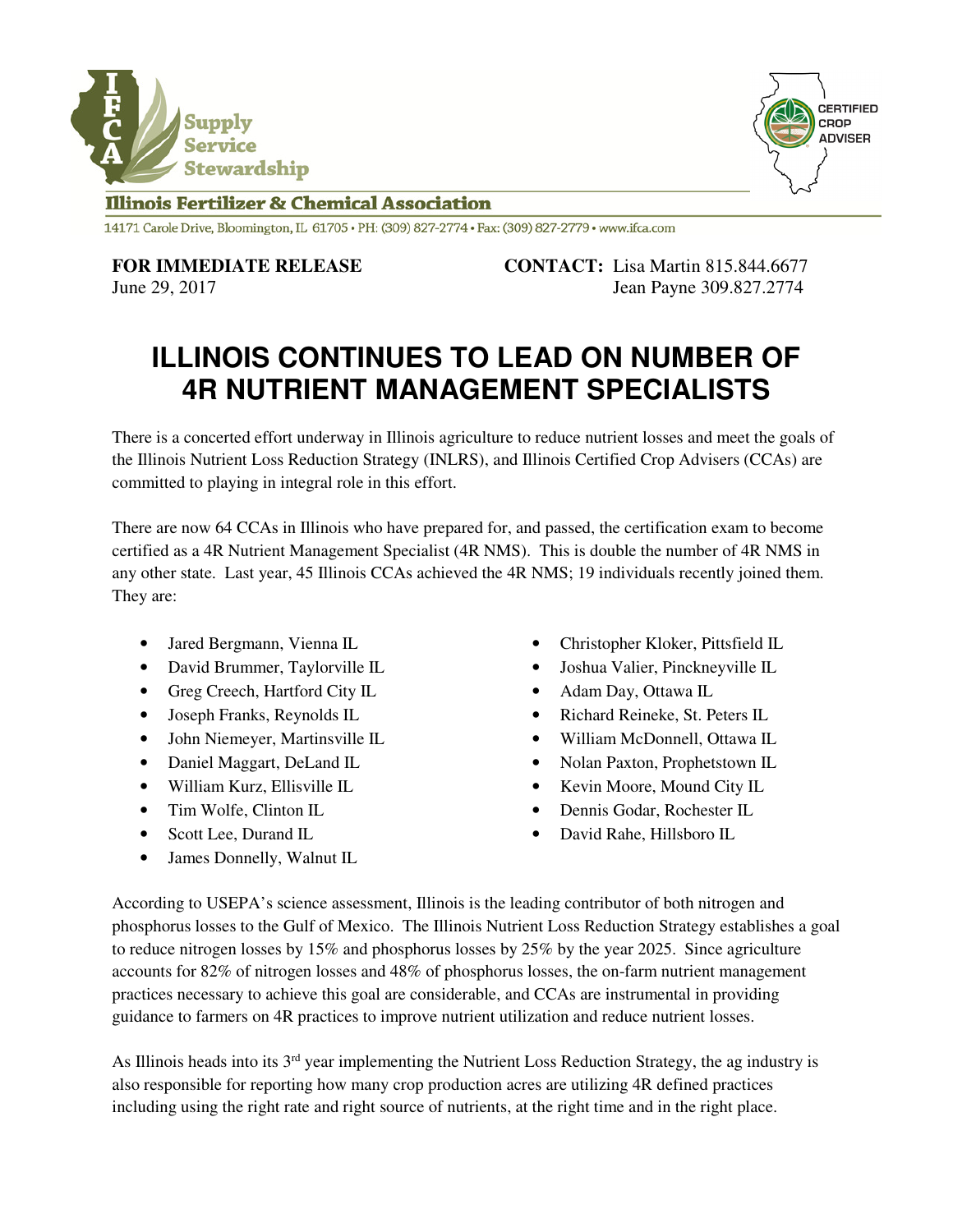**Illinois Fertilizer & Chemical Association**

Supply
Service
Stewardship

14171 Carole Drive, Bloomington, IL 61705 • PH: (309) 827-2774 • Fax: (309) 827-2779 • www.ifca.com

CERTIFIED CROP ADVISER

**FOR IMMEDIATE RELEASE**
June 29, 2017

**CONTACT:** Lisa Martin 815.844.6677
Jean Payne 309.827.2774

# ILLINOIS CONTINUES TO LEAD ON NUMBER OF 4R NUTRIENT MANAGEMENT SPECIALISTS

There is a concerted effort underway in Illinois agriculture to reduce nutrient losses and meet the goals of the Illinois Nutrient Loss Reduction Strategy (INLRS), and Illinois Certified Crop Advisers (CCAs) are committed to playing in integral role in this effort.

There are now 64 CCAs in Illinois who have prepared for, and passed, the certification exam to become certified as a 4R Nutrient Management Specialist (4R NMS). This is double the number of 4R NMS in any other state. Last year, 45 Illinois CCAs achieved the 4R NMS; 19 individuals recently joined them. They are:

- Jared Bergmann, Vienna IL
- David Brummer, Taylorville IL
- Greg Creech, Hartford City IL
- Joseph Franks, Reynolds IL
- John Niemeyer, Martinsville IL
- Daniel Maggart, DeLand IL
- William Kurz, Ellisville IL
- Tim Wolfe, Clinton IL
- Scott Lee, Durand IL
- James Donnelly, Walnut IL
- Christopher Kloker, Pittsfield IL
- Joshua Valier, Pinckneyville IL
- Adam Day, Ottawa IL
- Richard Reineke, St. Peters IL
- William McDonnell, Ottawa IL
- Nolan Paxton, Prophetstown IL
- Kevin Moore, Mound City IL
- Dennis Godar, Rochester IL
- David Rahe, Hillsboro IL

According to USEPA's science assessment, Illinois is the leading contributor of both nitrogen and phosphorus losses to the Gulf of Mexico. The Illinois Nutrient Loss Reduction Strategy establishes a goal to reduce nitrogen losses by 15% and phosphorus losses by 25% by the year 2025. Since agriculture accounts for 82% of nitrogen losses and 48% of phosphorus losses, the on-farm nutrient management practices necessary to achieve this goal are considerable, and CCAs are instrumental in providing guidance to farmers on 4R practices to improve nutrient utilization and reduce nutrient losses.

As Illinois heads into its 3rd year implementing the Nutrient Loss Reduction Strategy, the ag industry is also responsible for reporting how many crop production acres are utilizing 4R defined practices including using the right rate and right source of nutrients, at the right time and in the right place.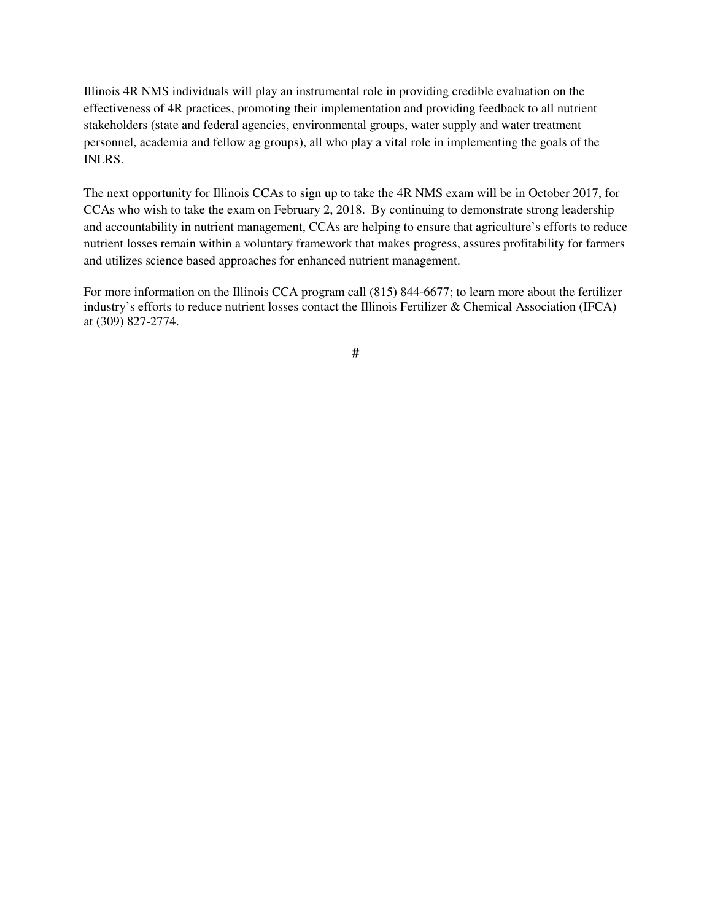Illinois 4R NMS individuals will play an instrumental role in providing credible evaluation on the effectiveness of 4R practices, promoting their implementation and providing feedback to all nutrient stakeholders (state and federal agencies, environmental groups, water supply and water treatment personnel, academia and fellow ag groups), all who play a vital role in implementing the goals of the INLRS.

The next opportunity for Illinois CCAs to sign up to take the 4R NMS exam will be in October 2017, for CCAs who wish to take the exam on February 2, 2018. By continuing to demonstrate strong leadership and accountability in nutrient management, CCAs are helping to ensure that agriculture's efforts to reduce nutrient losses remain within a voluntary framework that makes progress, assures profitability for farmers and utilizes science based approaches for enhanced nutrient management.

For more information on the Illinois CCA program call (815) 844-6677; to learn more about the fertilizer industry's efforts to reduce nutrient losses contact the Illinois Fertilizer & Chemical Association (IFCA) at (309) 827-2774.

#